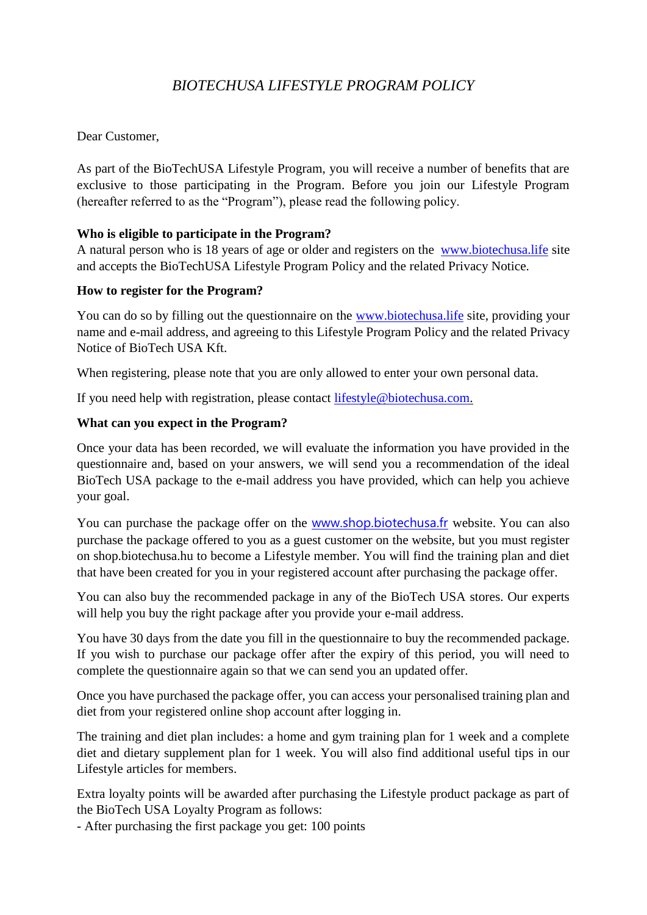# *BIOTECHUSA LIFESTYLE PROGRAM POLICY*

Dear Customer,

As part of the BioTechUSA Lifestyle Program, you will receive a number of benefits that are exclusive to those participating in the Program. Before you join our Lifestyle Program (hereafter referred to as the "Program"), please read the following policy.

**Who is eligible to participate in the Program?**

A natural person who is 18 years of age or older and registers on the www.biotechusa.life site and accepts the BioTechUSA Lifestyle Program Policy and the related Privacy Notice.

**How to register for the Program?**

You can do so by filling out the questionnaire on the www.biotechusa.life site, providing your name and e-mail address, and agreeing to this Lifestyle Program Policy and the related Privacy Notice of BioTech USA Kft.

When registering, please note that you are only allowed to enter your own personal data.

If you need help with registration, please contact lifestyle@biotechusa.com.

**What can you expect in the Program?**

Once your data has been recorded, we will evaluate the information you have provided in the questionnaire and, based on your answers, we will send you a recommendation of the ideal BioTech USA package to the e-mail address you have provided, which can help you achieve your goal.

You can purchase the package offer on the www.shop.biotechusa.fr website. You can also purchase the package offered to you as a guest customer on the website, but you must register on shop.biotechusa.hu to become a Lifestyle member. You will find the training plan and diet that have been created for you in your registered account after purchasing the package offer.

You can also buy the recommended package in any of the BioTech USA stores. Our experts will help you buy the right package after you provide your e-mail address.

You have 30 days from the date you fill in the questionnaire to buy the recommended package. If you wish to purchase our package offer after the expiry of this period, you will need to complete the questionnaire again so that we can send you an updated offer.

Once you have purchased the package offer, you can access your personalised training plan and diet from your registered online shop account after logging in.

The training and diet plan includes: a home and gym training plan for 1 week and a complete diet and dietary supplement plan for 1 week. You will also find additional useful tips in our Lifestyle articles for members.

Extra loyalty points will be awarded after purchasing the Lifestyle product package as part of the BioTech USA Loyalty Program as follows:

- After purchasing the first package you get: 100 points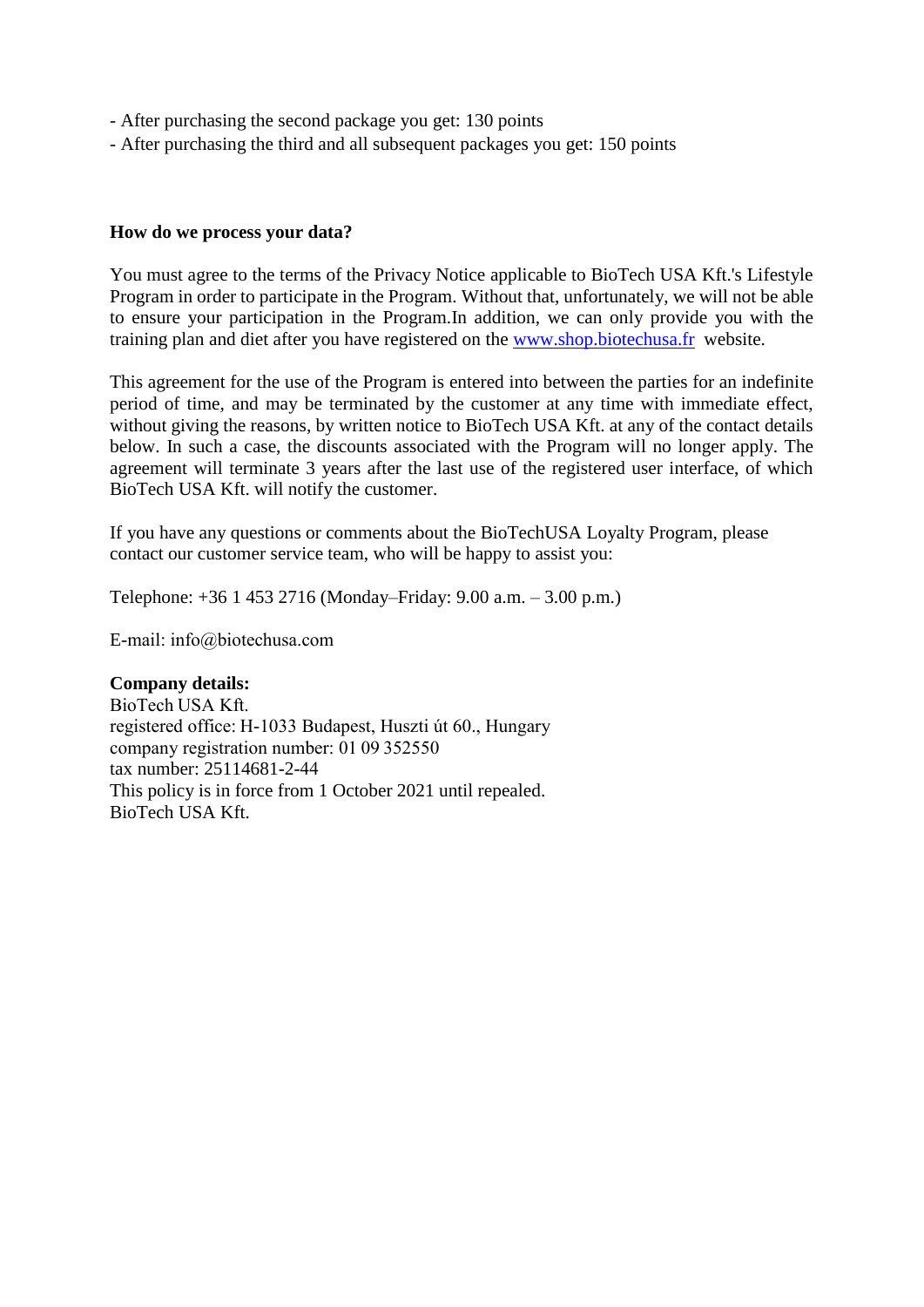- After purchasing the second package you get: 130 points
- After purchasing the third and all subsequent packages you get: 150 points

**How do we process your data?**

You must agree to the terms of the Privacy Notice applicable to BioTech USA Kft.'s Lifestyle Program in order to participate in the Program. Without that, unfortunately, we will not be able to ensure your participation in the Program.In addition, we can only provide you with the training plan and diet after you have registered on the [www.shop.biotechusa.fr](www.shop.biotechusa.fr) website.

This agreement for the use of the Program is entered into between the parties for an indefinite period of time, and may be terminated by the customer at any time with immediate effect, without giving the reasons, by written notice to BioTech USA Kft. at any of the contact details below. In such a case, the discounts associated with the Program will no longer apply. The agreement will terminate 3 years after the last use of the registered user interface, of which BioTech USA Kft. will notify the customer.

If you have any questions or comments about the BioTechUSA Loyalty Program, please contact our customer service team, who will be happy to assist you:

Telephone: +36 1 453 2716 (Monday–Friday: 9.00 a.m. – 3.00 p.m.)

E-mail: info@biotechusa.com

**Company details:**
BioTech USA Kft.
registered office: H-1033 Budapest, Huszti út 60., Hungary
company registration number: 01 09 352550
tax number: 25114681-2-44
This policy is in force from 1 October 2021 until repealed.
BioTech USA Kft.